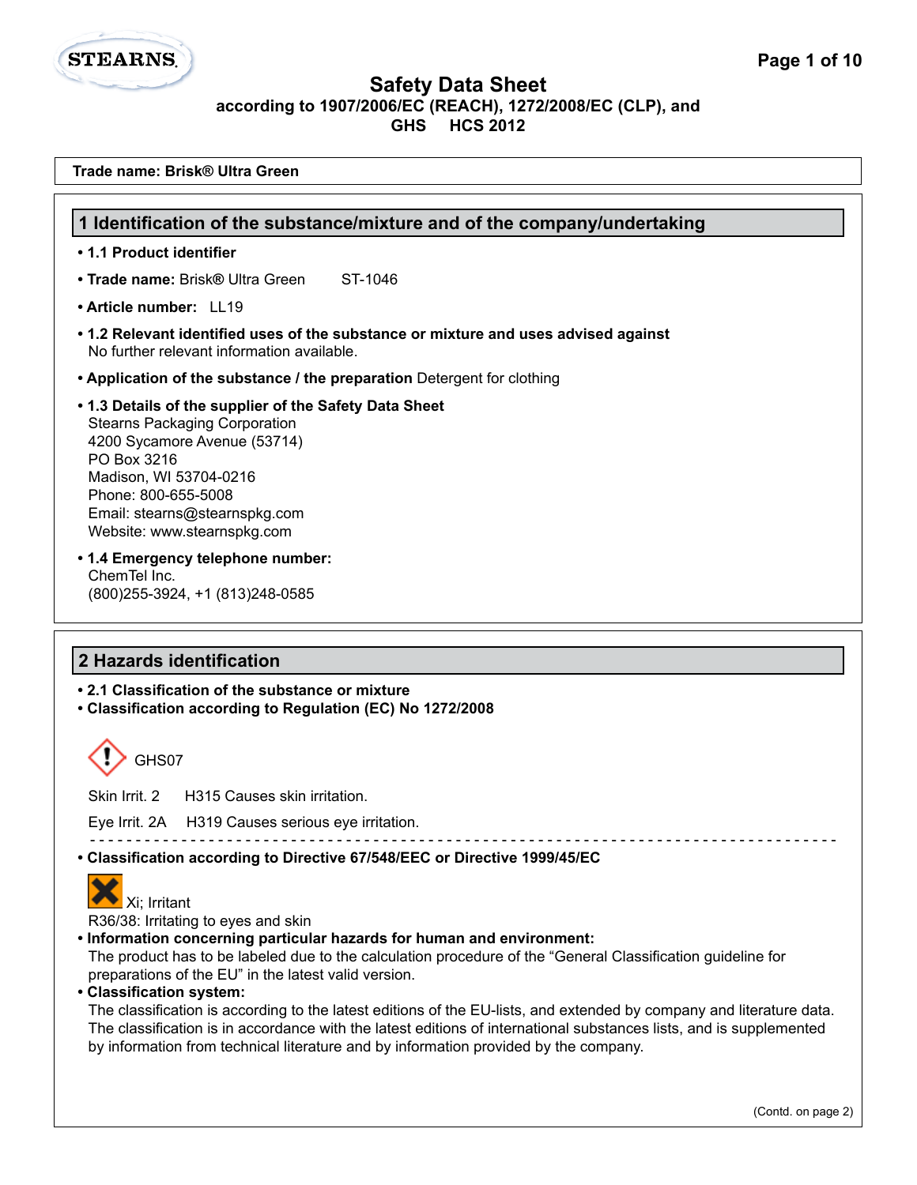# Safety Data Sheet

**according to 1907/2006/EC (REACH), 1272/2008/EC (CLP), and GHS HCS 2012**

**Trade name: Brisk® Ultra Green**

## 1 Identification of the substance/mixture and of the company/undertaking

- **1.1 Product identifier**
- **Trade name:** Brisk® Ultra Green ST-1046
- **Article number:** LL19
- **1.2 Relevant identified uses of the substance or mixture and uses advised against**
  No further relevant information available.
- **Application of the substance / the preparation** Detergent for clothing
- **1.3 Details of the supplier of the Safety Data Sheet**
  Stearns Packaging Corporation
  4200 Sycamore Avenue (53714)
  PO Box 3216
  Madison, WI 53704-0216
  Phone: 800-655-5008
  Email: stearns@stearnspkg.com
  Website: www.stearnspkg.com
- **1.4 Emergency telephone number:**
  ChemTel Inc.
  (800)255-3924, +1 (813)248-0585

## 2 Hazards identification

- **2.1 Classification of the substance or mixture**
- **Classification according to Regulation (EC) No 1272/2008**

GHS07

Skin Irrit. 2 H315 Causes skin irritation.

Eye Irrit. 2A H319 Causes serious eye irritation.

- **Classification according to Directive 67/548/EEC or Directive 1999/45/EC**

Xi; Irritant

R36/38: Irritating to eyes and skin

- **Information concerning particular hazards for human and environment:**
  The product has to be labeled due to the calculation procedure of the "General Classification guideline for preparations of the EU" in the latest valid version.
- **Classification system:**
  The classification is according to the latest editions of the EU-lists, and extended by company and literature data. The classification is in accordance with the latest editions of international substances lists, and is supplemented by information from technical literature and by information provided by the company.

(Contd. on page 2)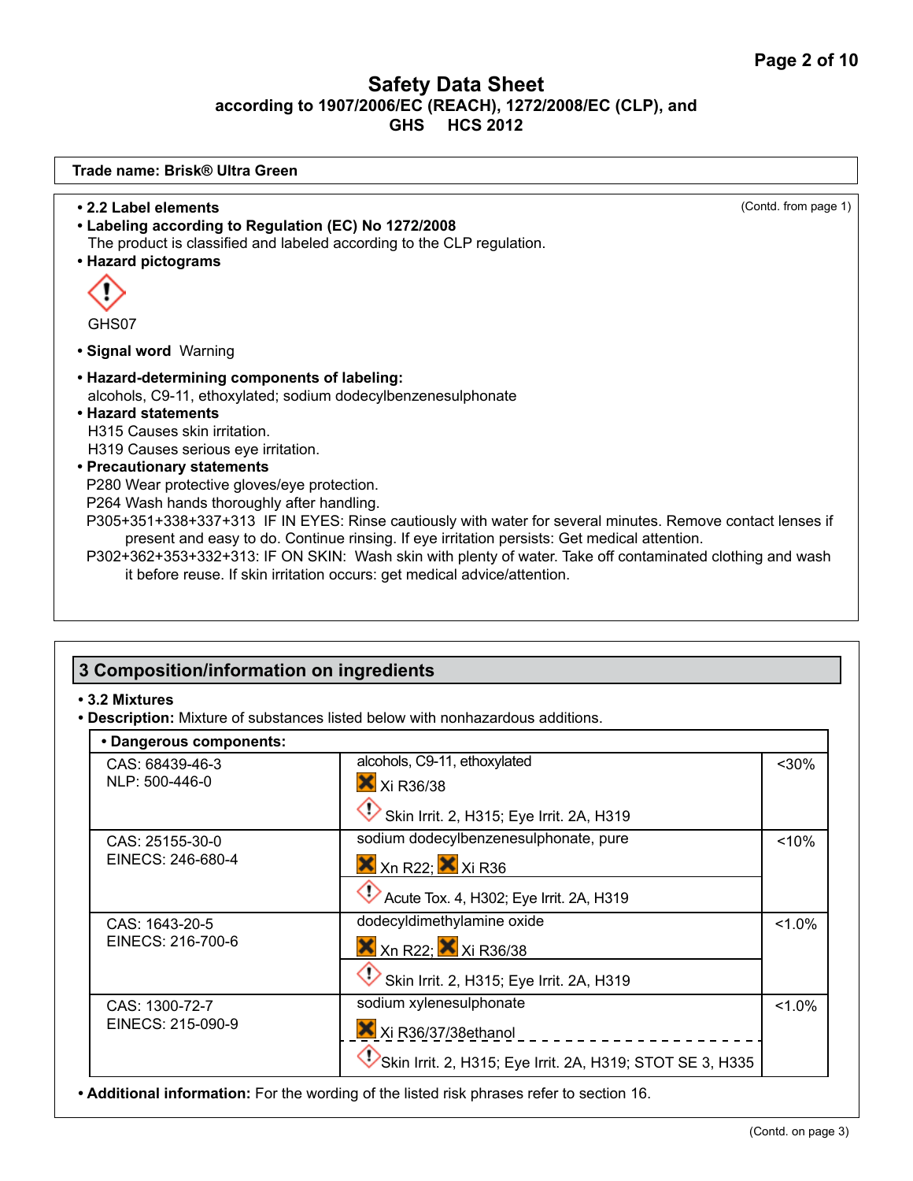Safety Data Sheet
according to 1907/2006/EC (REACH), 1272/2008/EC (CLP), and GHS HCS 2012

**Trade name: Brisk® Ultra Green**

(Contd. from page 1)

- **2.2 Label elements**
- **Labeling according to Regulation (EC) No 1272/2008**
  The product is classified and labeled according to the CLP regulation.
- **Hazard pictograms**

  GHS07

- **Signal word** Warning
- **Hazard-determining components of labeling:**
  alcohols, C9-11, ethoxylated; sodium dodecylbenzenesulphonate
- **Hazard statements**
  H315 Causes skin irritation.
  H319 Causes serious eye irritation.
- **Precautionary statements**
  P280 Wear protective gloves/eye protection.
  P264 Wash hands thoroughly after handling.
  P305+351+338+337+313 IF IN EYES: Rinse cautiously with water for several minutes. Remove contact lenses if present and easy to do. Continue rinsing. If eye irritation persists: Get medical attention.
  P302+362+353+332+313: IF ON SKIN: Wash skin with plenty of water. Take off contaminated clothing and wash it before reuse. If skin irritation occurs: get medical advice/attention.

## 3 Composition/information on ingredients

- **3.2 Mixtures**
- **Description:** Mixture of substances listed below with nonhazardous additions.

| • Dangerous components: | | |
|---|---|---|
| CAS: 68439-46-3<br>NLP: 500-446-0 | alcohols, C9-11, ethoxylated<br>Xi R36/38<br>Skin Irrit. 2, H315; Eye Irrit. 2A, H319 | <30% |
| CAS: 25155-30-0<br>EINECS: 246-680-4 | sodium dodecylbenzenesulphonate, pure<br>Xn R22; Xi R36<br>Acute Tox. 4, H302; Eye Irrit. 2A, H319 | <10% |
| CAS: 1643-20-5<br>EINECS: 216-700-6 | dodecyldimethylamine oxide<br>Xn R22; Xi R36/38<br>Skin Irrit. 2, H315; Eye Irrit. 2A, H319 | <1.0% |
| CAS: 1300-72-7<br>EINECS: 215-090-9 | sodium xylenesulphonate<br>Xi R36/37/38ethanol<br>Skin Irrit. 2, H315; Eye Irrit. 2A, H319; STOT SE 3, H335 | <1.0% |

- **Additional information:** For the wording of the listed risk phrases refer to section 16.

(Contd. on page 3)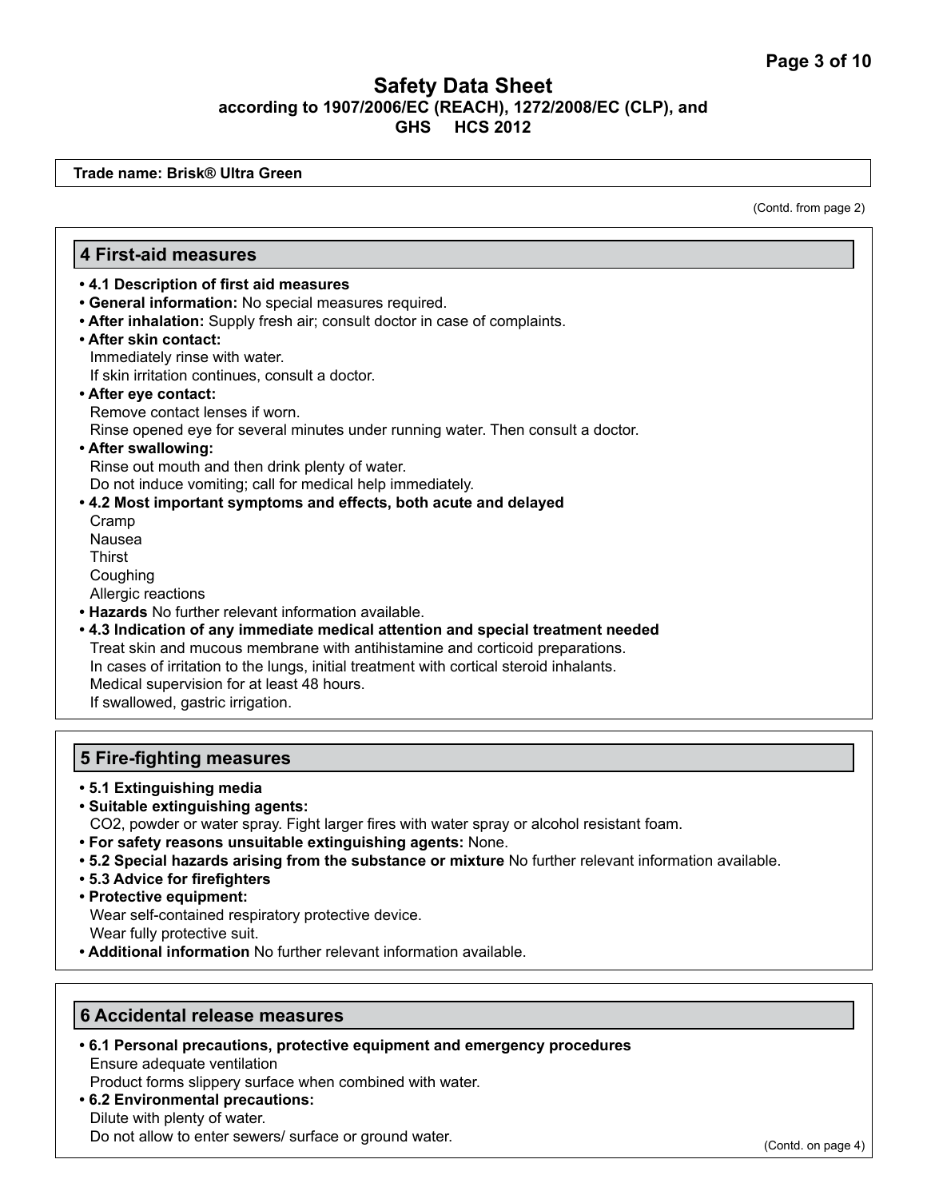# Safety Data Sheet
**according to 1907/2006/EC (REACH), 1272/2008/EC (CLP), and GHS HCS 2012**

**Trade name: Brisk® Ultra Green**

(Contd. from page 2)

## 4 First-aid measures

- **4.1 Description of first aid measures**
- **General information:** No special measures required.
- **After inhalation:** Supply fresh air; consult doctor in case of complaints.
- **After skin contact:**
  Immediately rinse with water.
  If skin irritation continues, consult a doctor.
- **After eye contact:**
  Remove contact lenses if worn.
  Rinse opened eye for several minutes under running water. Then consult a doctor.
- **After swallowing:**
  Rinse out mouth and then drink plenty of water.
  Do not induce vomiting; call for medical help immediately.
- **4.2 Most important symptoms and effects, both acute and delayed**
  Cramp
  Nausea
  Thirst
  Coughing
  Allergic reactions
- **Hazards** No further relevant information available.
- **4.3 Indication of any immediate medical attention and special treatment needed**
  Treat skin and mucous membrane with antihistamine and corticoid preparations.
  In cases of irritation to the lungs, initial treatment with cortical steroid inhalants.
  Medical supervision for at least 48 hours.
  If swallowed, gastric irrigation.

## 5 Fire-fighting measures

- **5.1 Extinguishing media**
- **Suitable extinguishing agents:**
  $CO_2$, powder or water spray. Fight larger fires with water spray or alcohol resistant foam.
- **For safety reasons unsuitable extinguishing agents:** None.
- **5.2 Special hazards arising from the substance or mixture** No further relevant information available.
- **5.3 Advice for firefighters**
- **Protective equipment:**
  Wear self-contained respiratory protective device.
  Wear fully protective suit.
- **Additional information** No further relevant information available.

## 6 Accidental release measures

- **6.1 Personal precautions, protective equipment and emergency procedures**
  Ensure adequate ventilation
  Product forms slippery surface when combined with water.
- **6.2 Environmental precautions:**
  Dilute with plenty of water.
  Do not allow to enter sewers/ surface or ground water.

(Contd. on page 4)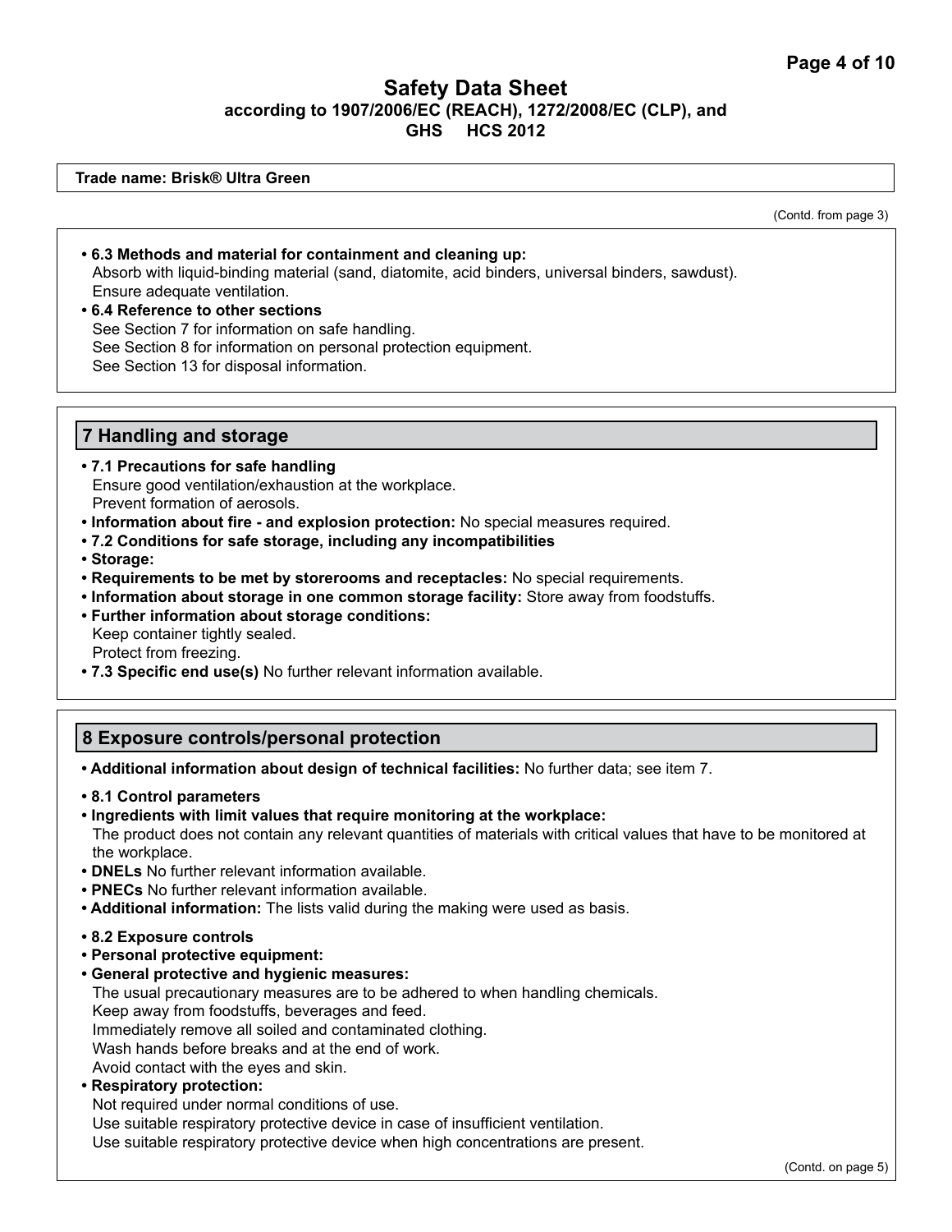**Trade name: Brisk® Ultra Green**

(Contd. from page 3)

- **6.3 Methods and material for containment and cleaning up:**
  Absorb with liquid-binding material (sand, diatomite, acid binders, universal binders, sawdust).
  Ensure adequate ventilation.
- **6.4 Reference to other sections**
  See Section 7 for information on safe handling.
  See Section 8 for information on personal protection equipment.
  See Section 13 for disposal information.

## 7 Handling and storage

- **7.1 Precautions for safe handling**
  Ensure good ventilation/exhaustion at the workplace.
  Prevent formation of aerosols.
- **Information about fire - and explosion protection:** No special measures required.
- **7.2 Conditions for safe storage, including any incompatibilities**
- **Storage:**
- **Requirements to be met by storerooms and receptacles:** No special requirements.
- **Information about storage in one common storage facility:** Store away from foodstuffs.
- **Further information about storage conditions:**
  Keep container tightly sealed.
  Protect from freezing.
- **7.3 Specific end use(s)** No further relevant information available.

## 8 Exposure controls/personal protection

- **Additional information about design of technical facilities:** No further data; see item 7.

- **8.1 Control parameters**
- **Ingredients with limit values that require monitoring at the workplace:**
  The product does not contain any relevant quantities of materials with critical values that have to be monitored at the workplace.
- **DNELs** No further relevant information available.
- **PNECs** No further relevant information available.
- **Additional information:** The lists valid during the making were used as basis.

- **8.2 Exposure controls**
- **Personal protective equipment:**
- **General protective and hygienic measures:**
  The usual precautionary measures are to be adhered to when handling chemicals.
  Keep away from foodstuffs, beverages and feed.
  Immediately remove all soiled and contaminated clothing.
  Wash hands before breaks and at the end of work.
  Avoid contact with the eyes and skin.
- **Respiratory protection:**
  Not required under normal conditions of use.
  Use suitable respiratory protective device in case of insufficient ventilation.
  Use suitable respiratory protective device when high concentrations are present.

(Contd. on page 5)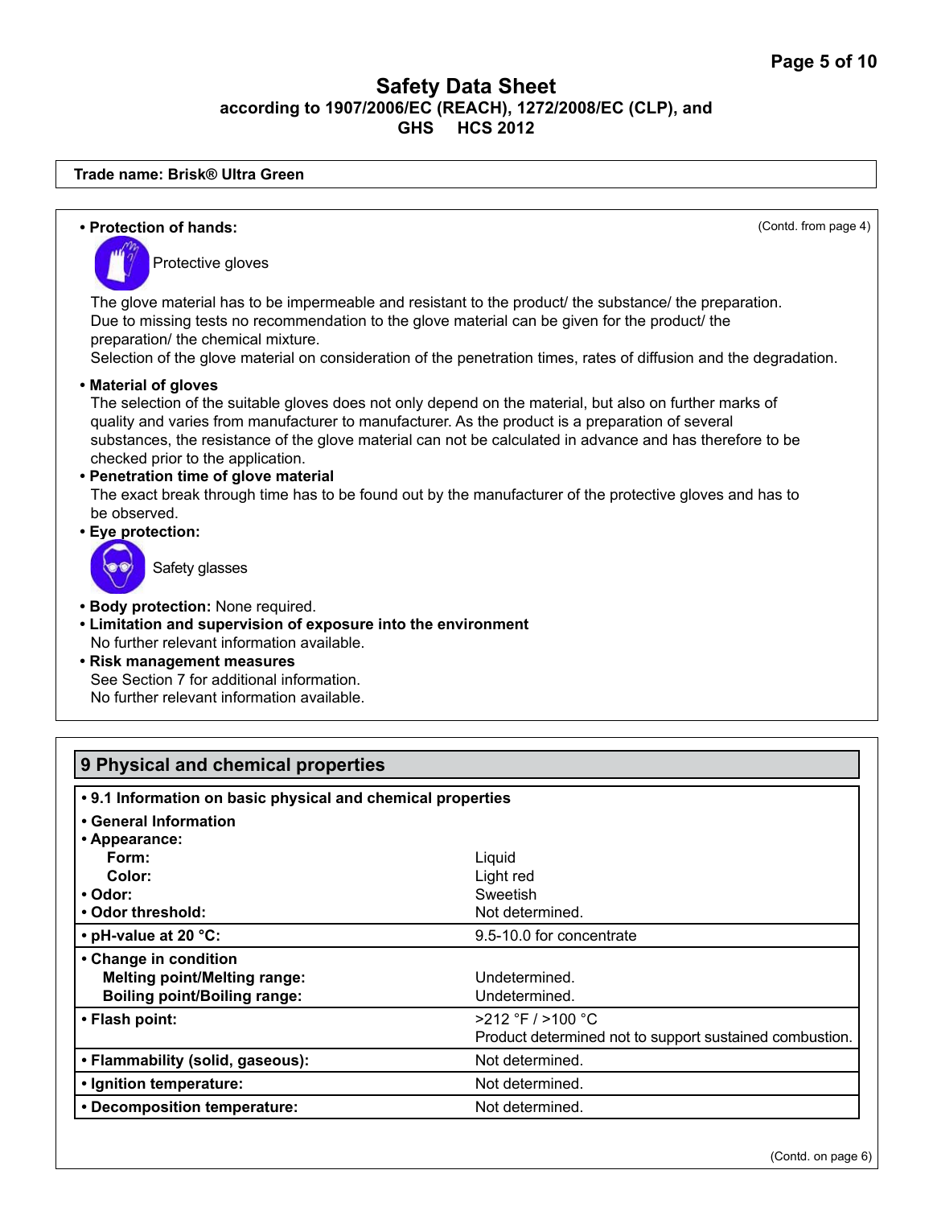# Safety Data Sheet
**according to 1907/2006/EC (REACH), 1272/2008/EC (CLP), and GHS HCS 2012**

**Trade name: Brisk® Ultra Green**

(Contd. from page 4)

- **Protection of hands:**

  Protective gloves

  The glove material has to be impermeable and resistant to the product/ the substance/ the preparation.
  Due to missing tests no recommendation to the glove material can be given for the product/ the preparation/ the chemical mixture.
  Selection of the glove material on consideration of the penetration times, rates of diffusion and the degradation.

- **Material of gloves**
  The selection of the suitable gloves does not only depend on the material, but also on further marks of quality and varies from manufacturer to manufacturer. As the product is a preparation of several substances, the resistance of the glove material can not be calculated in advance and has therefore to be checked prior to the application.
- **Penetration time of glove material**
  The exact break through time has to be found out by the manufacturer of the protective gloves and has to be observed.
- **Eye protection:**

  Safety glasses

- **Body protection:** None required.
- **Limitation and supervision of exposure into the environment**
  No further relevant information available.
- **Risk management measures**
  See Section 7 for additional information.
  No further relevant information available.

## 9 Physical and chemical properties

| • 9.1 Information on basic physical and chemical properties | |
|---|---|
| • General Information | |
| • Appearance: | |
| Form: | Liquid |
| Color: | Light red |
| • Odor: | Sweetish |
| • Odor threshold: | Not determined. |
| • pH-value at 20 °C: | 9.5-10.0 for concentrate |
| • Change in condition | |
| Melting point/Melting range: | Undetermined. |
| Boiling point/Boiling range: | Undetermined. |
| • Flash point: | >212 °F / >100 °C<br>Product determined not to support sustained combustion. |
| • Flammability (solid, gaseous): | Not determined. |
| • Ignition temperature: | Not determined. |
| • Decomposition temperature: | Not determined. |

(Contd. on page 6)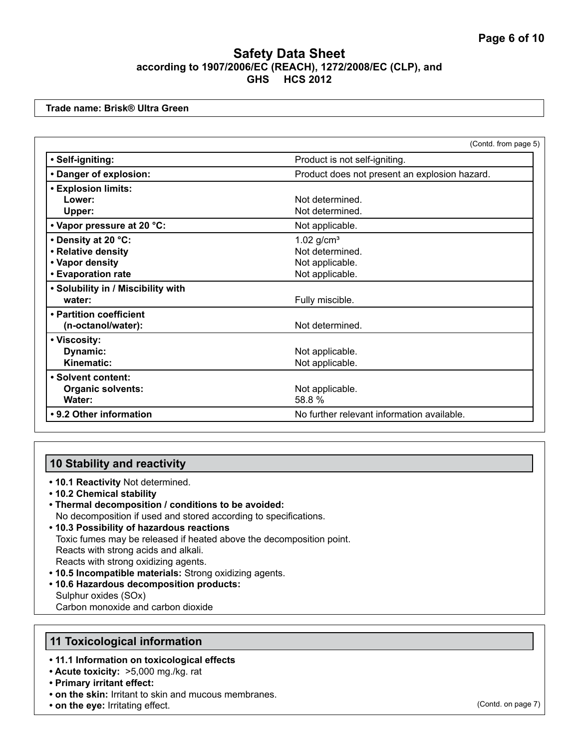**Trade name: Brisk® Ultra Green**

(Contd. from page 5)

| Property | Value |
|---|---|
| **• Self-igniting:** | Product is not self-igniting. |
| **• Danger of explosion:** | Product does not present an explosion hazard. |
| **• Explosion limits:** | |
| **Lower:** | Not determined. |
| **Upper:** | Not determined. |
| **• Vapor pressure at 20 °C:** | Not applicable. |
| **• Density at 20 °C:** | 1.02 g/cm³ |
| **• Relative density** | Not determined. |
| **• Vapor density** | Not applicable. |
| **• Evaporation rate** | Not applicable. |
| **• Solubility in / Miscibility with water:** | Fully miscible. |
| **• Partition coefficient (n-octanol/water):** | Not determined. |
| **• Viscosity:** | |
| **Dynamic:** | Not applicable. |
| **Kinematic:** | Not applicable. |
| **• Solvent content:** | |
| **Organic solvents:** | Not applicable. |
| **Water:** | 58.8 % |
| **• 9.2 Other information** | No further relevant information available. |

## 10 Stability and reactivity

- **10.1 Reactivity** Not determined.
- **10.2 Chemical stability**
- **Thermal decomposition / conditions to be avoided:**
  No decomposition if used and stored according to specifications.
- **10.3 Possibility of hazardous reactions**
  Toxic fumes may be released if heated above the decomposition point.
  Reacts with strong acids and alkali.
  Reacts with strong oxidizing agents.
- **10.5 Incompatible materials:** Strong oxidizing agents.
- **10.6 Hazardous decomposition products:**
  Sulphur oxides (SOx)
  Carbon monoxide and carbon dioxide

## 11 Toxicological information

- **11.1 Information on toxicological effects**
- **Acute toxicity:** >5,000 mg./kg. rat
- **Primary irritant effect:**
- **on the skin:** Irritant to skin and mucous membranes.
- **on the eye:** Irritating effect.

(Contd. on page 7)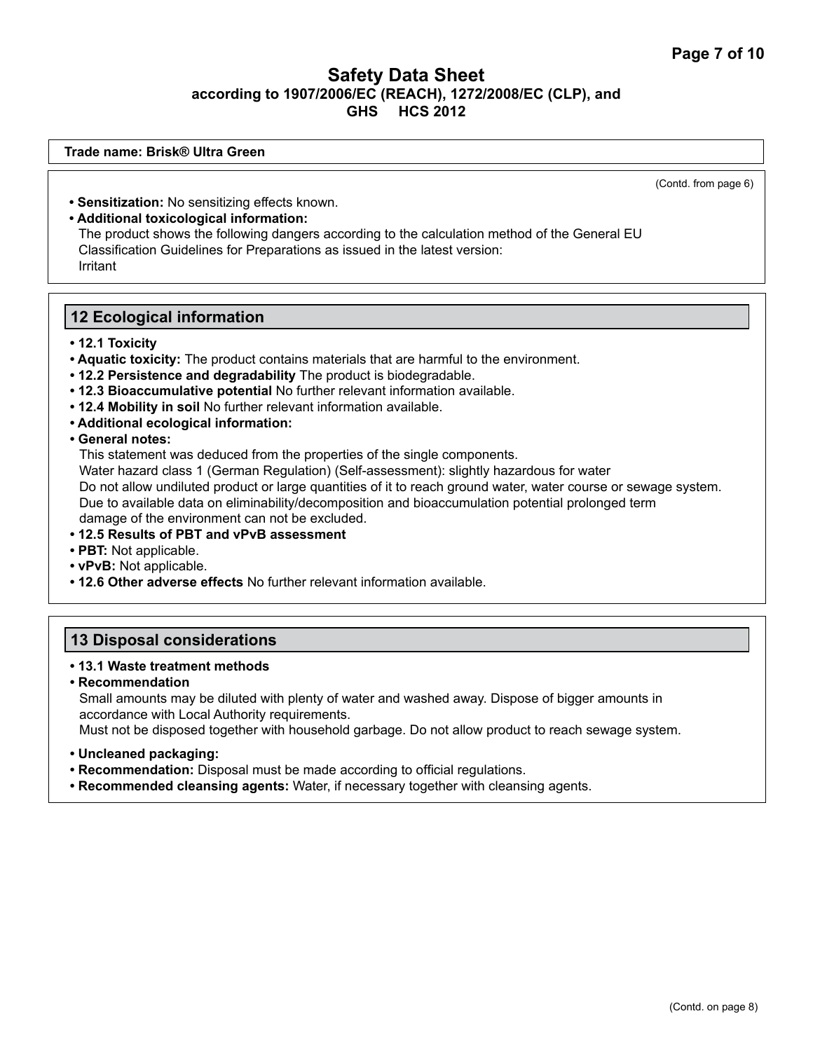(Contd. from page 6)

- **Sensitization:** No sensitizing effects known.
- **Additional toxicological information:**
  The product shows the following dangers according to the calculation method of the General EU Classification Guidelines for Preparations as issued in the latest version:
  Irritant

## 12 Ecological information

- **12.1 Toxicity**
- **Aquatic toxicity:** The product contains materials that are harmful to the environment.
- **12.2 Persistence and degradability** The product is biodegradable.
- **12.3 Bioaccumulative potential** No further relevant information available.
- **12.4 Mobility in soil** No further relevant information available.
- **Additional ecological information:**
- **General notes:**
  This statement was deduced from the properties of the single components.
  Water hazard class 1 (German Regulation) (Self-assessment): slightly hazardous for water
  Do not allow undiluted product or large quantities of it to reach ground water, water course or sewage system.
  Due to available data on eliminability/decomposition and bioaccumulation potential prolonged term damage of the environment can not be excluded.
- **12.5 Results of PBT and vPvB assessment**
- **PBT:** Not applicable.
- **vPvB:** Not applicable.
- **12.6 Other adverse effects** No further relevant information available.

## 13 Disposal considerations

- **13.1 Waste treatment methods**
- **Recommendation**
  Small amounts may be diluted with plenty of water and washed away. Dispose of bigger amounts in accordance with Local Authority requirements.
  Must not be disposed together with household garbage. Do not allow product to reach sewage system.
- **Uncleaned packaging:**
- **Recommendation:** Disposal must be made according to official regulations.
- **Recommended cleansing agents:** Water, if necessary together with cleansing agents.

(Contd. on page 8)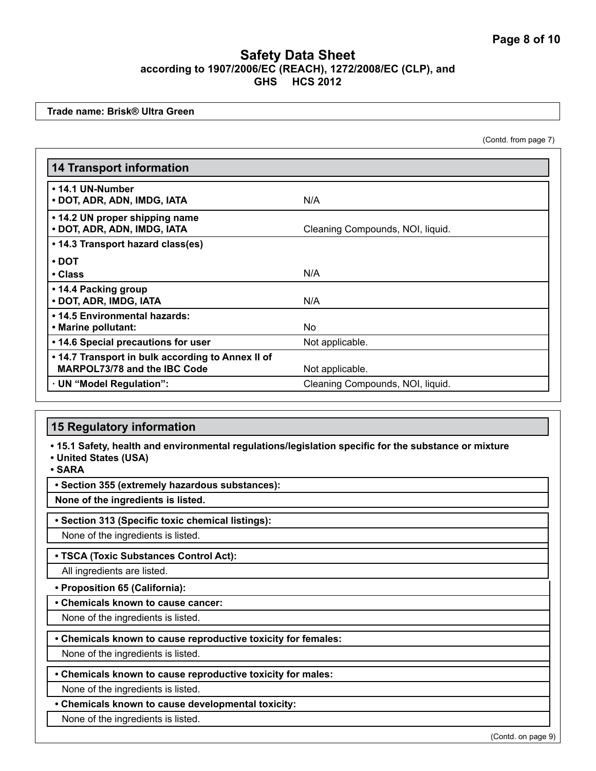# Safety Data Sheet
**according to 1907/2006/EC (REACH), 1272/2008/EC (CLP), and GHS HCS 2012**

**Trade name: Brisk® Ultra Green**

(Contd. from page 7)

## 14 Transport information

| | |
|---|---|
| **• 14.1 UN-Number**<br>**• DOT, ADR, ADN, IMDG, IATA** | N/A |
| **• 14.2 UN proper shipping name**<br>**• DOT, ADR, ADN, IMDG, IATA** | Cleaning Compounds, NOI, liquid. |
| **• 14.3 Transport hazard class(es)**<br>**• DOT**<br>**• Class** | N/A |
| **• 14.4 Packing group**<br>**• DOT, ADR, IMDG, IATA** | N/A |
| **• 14.5 Environmental hazards:**<br>**• Marine pollutant:** | No |
| **• 14.6 Special precautions for user** | Not applicable. |
| **• 14.7 Transport in bulk according to Annex II of MARPOL73/78 and the IBC Code** | Not applicable. |
| **· UN "Model Regulation":** | Cleaning Compounds, NOI, liquid. |

## 15 Regulatory information

**• 15.1 Safety, health and environmental regulations/legislation specific for the substance or mixture**

**• United States (USA)**

**• SARA**

**• Section 355 (extremely hazardous substances):**

**None of the ingredients is listed.**

**• Section 313 (Specific toxic chemical listings):**

None of the ingredients is listed.

**• TSCA (Toxic Substances Control Act):**

All ingredients are listed.

**• Proposition 65 (California):**

**• Chemicals known to cause cancer:**

None of the ingredients is listed.

**• Chemicals known to cause reproductive toxicity for females:**

None of the ingredients is listed.

**• Chemicals known to cause reproductive toxicity for males:**

None of the ingredients is listed.

**• Chemicals known to cause developmental toxicity:**

None of the ingredients is listed.

(Contd. on page 9)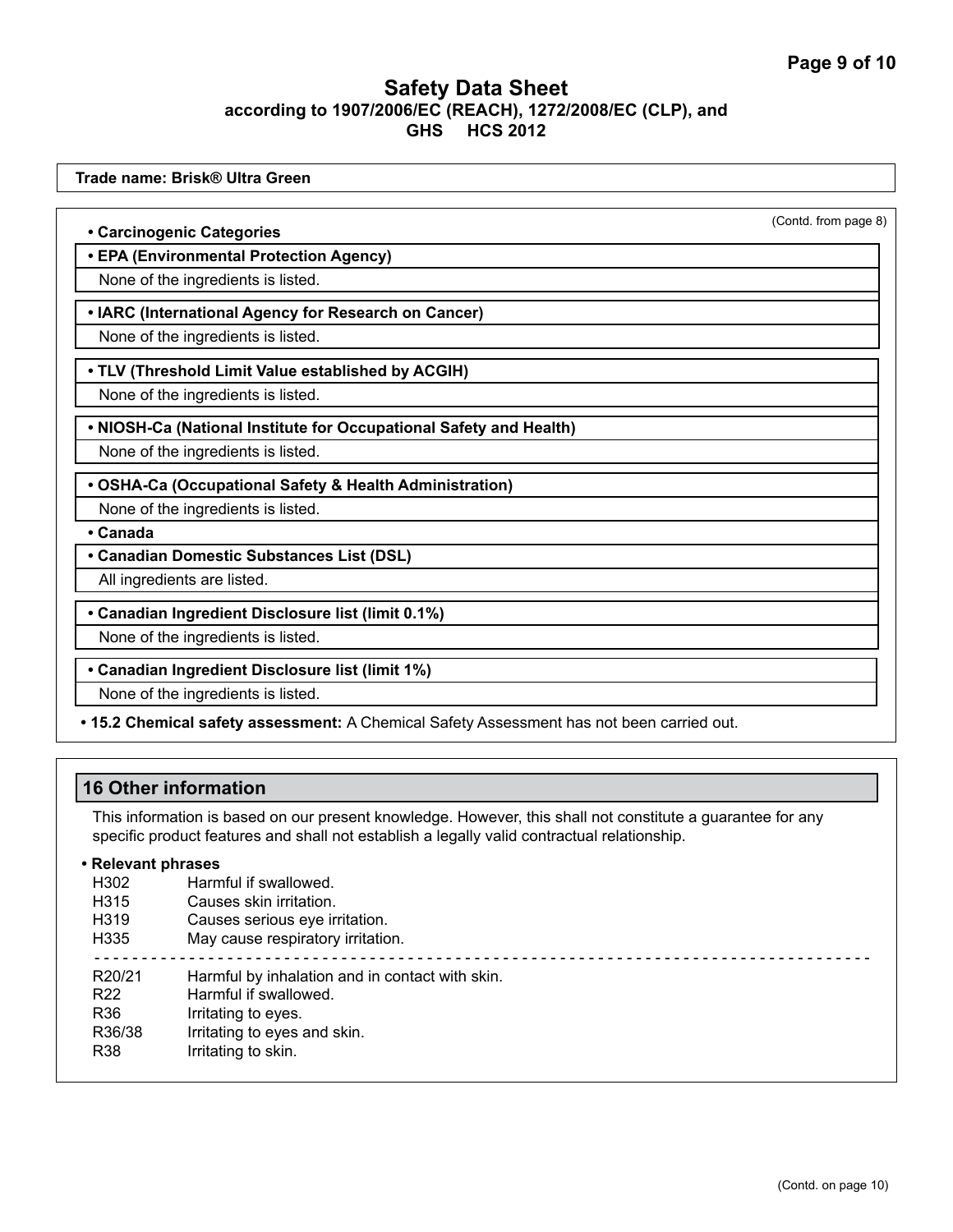(Contd. from page 8)

**• Carcinogenic Categories**

**• EPA (Environmental Protection Agency)**

None of the ingredients is listed.

**• IARC (International Agency for Research on Cancer)**

None of the ingredients is listed.

**• TLV (Threshold Limit Value established by ACGIH)**

None of the ingredients is listed.

**• NIOSH-Ca (National Institute for Occupational Safety and Health)**

None of the ingredients is listed.

**• OSHA-Ca (Occupational Safety & Health Administration)**

None of the ingredients is listed.

**• Canada**

**• Canadian Domestic Substances List (DSL)**

All ingredients are listed.

**• Canadian Ingredient Disclosure list (limit 0.1%)**

None of the ingredients is listed.

**• Canadian Ingredient Disclosure list (limit 1%)**

None of the ingredients is listed.

**• 15.2 Chemical safety assessment:** A Chemical Safety Assessment has not been carried out.

## 16 Other information

This information is based on our present knowledge. However, this shall not constitute a guarantee for any specific product features and shall not establish a legally valid contractual relationship.

**• Relevant phrases**

| | |
|---|---|
| H302 | Harmful if swallowed. |
| H315 | Causes skin irritation. |
| H319 | Causes serious eye irritation. |
| H335 | May cause respiratory irritation. |

---

| | |
|---|---|
| R20/21 | Harmful by inhalation and in contact with skin. |
| R22 | Harmful if swallowed. |
| R36 | Irritating to eyes. |
| R36/38 | Irritating to eyes and skin. |
| R38 | Irritating to skin. |

(Contd. on page 10)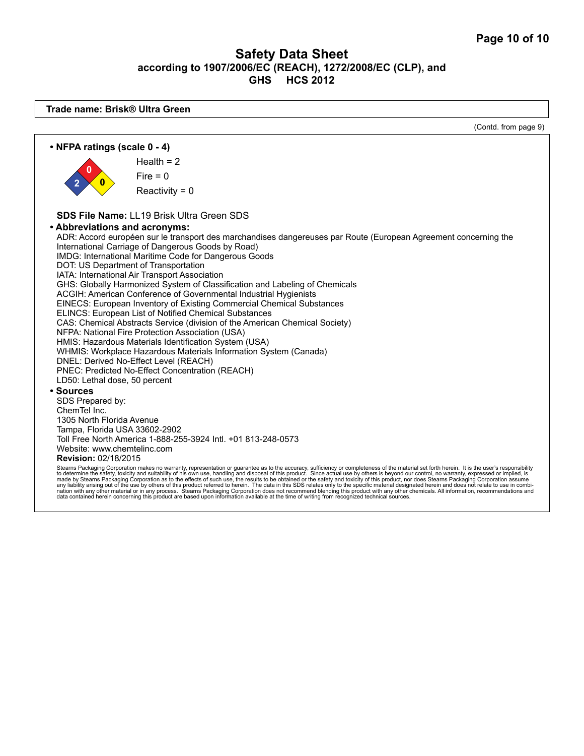# Safety Data Sheet
**according to 1907/2006/EC (REACH), 1272/2008/EC (CLP), and GHS HCS 2012**

**Trade name: Brisk® Ultra Green**

(Contd. from page 9)

- **NFPA ratings (scale 0 - 4)**

Health = 2
Fire = 0
Reactivity = 0

**SDS File Name:** LL19 Brisk Ultra Green SDS

- **Abbreviations and acronyms:**

ADR: Accord européen sur le transport des marchandises dangereuses par Route (European Agreement concerning the International Carriage of Dangerous Goods by Road)
IMDG: International Maritime Code for Dangerous Goods
DOT: US Department of Transportation
IATA: International Air Transport Association
GHS: Globally Harmonized System of Classification and Labeling of Chemicals
ACGIH: American Conference of Governmental Industrial Hygienists
EINECS: European Inventory of Existing Commercial Chemical Substances
ELINCS: European List of Notified Chemical Substances
CAS: Chemical Abstracts Service (division of the American Chemical Society)
NFPA: National Fire Protection Association (USA)
HMIS: Hazardous Materials Identification System (USA)
WHMIS: Workplace Hazardous Materials Information System (Canada)
DNEL: Derived No-Effect Level (REACH)
PNEC: Predicted No-Effect Concentration (REACH)
LD50: Lethal dose, 50 percent

- **Sources**

SDS Prepared by:
ChemTel Inc.
1305 North Florida Avenue
Tampa, Florida USA 33602-2902
Toll Free North America 1-888-255-3924 Intl. +01 813-248-0573
Website: www.chemtelinc.com
**Revision:** 02/18/2015

Stearns Packaging Corporation makes no warranty, representation or guarantee as to the accuracy, sufficiency or completeness of the material set forth herein. It is the user's responsibility to determine the safety, toxicity and suitability of his own use, handling and disposal of this product. Since actual use by others is beyond our control, no warranty, expressed or implied, is made by Stearns Packaging Corporation as to the effects of such use, the results to be obtained or the safety and toxicity of this product, nor does Stearns Packaging Corporation assume any liability arising out of the use by others of this product referred to herein. The data in this SDS relates only to the specific material designated herein and does not relate to use in combination with any other material or in any process. Stearns Packaging Corporation does not recommend blending this product with any other chemicals. All information, recommendations and data contained herein concerning this product are based upon information available at the time of writing from recognized technical sources.